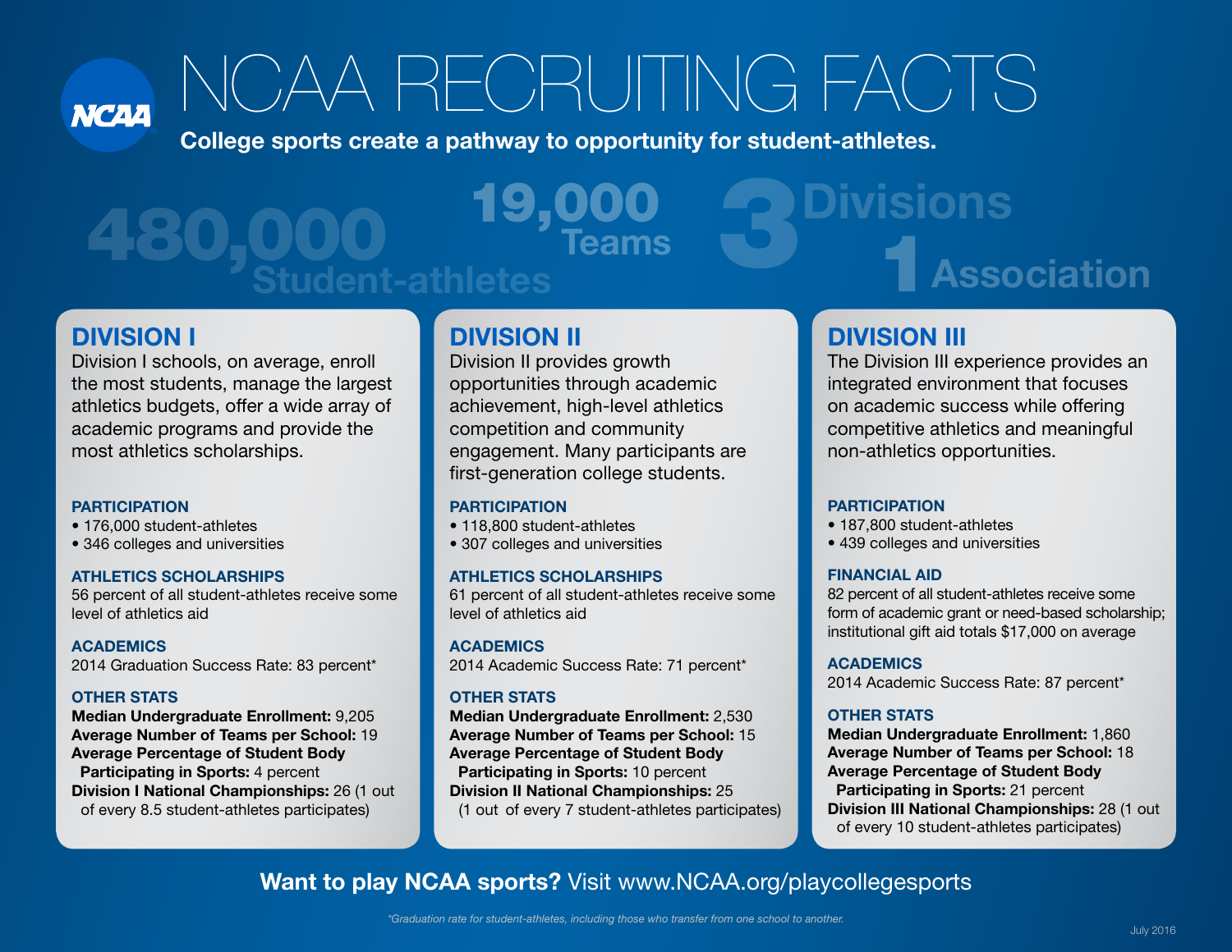# NCAA RECRUITING FACTS

**College sports create a pathway to opportunity for student-athletes.**

**480,000** Student-athletes

**19,000** Teams

**3** Divisions

**1** Association

## DIVISION I

Division I schools, on average, enroll the most students, manage the largest athletics budgets, offer a wide array of academic programs and provide the most athletics scholarships.

### PARTICIPATION

- 176,000 student-athletes
- 346 colleges and universities

### ATHLETICS SCHOLARSHIPS

56 percent of all student-athletes receive some level of athletics aid

### ACADEMICS

2014 Graduation Success Rate: 83 percent*

### OTHER STATS

**Median Undergraduate Enrollment:** 9,205
**Average Number of Teams per School:** 19
**Average Percentage of Student Body Participating in Sports:** 4 percent
**Division I National Championships:** 26 (1 out of every 8.5 student-athletes participates)

## DIVISION II

Division II provides growth opportunities through academic achievement, high-level athletics competition and community engagement. Many participants are first-generation college students.

### PARTICIPATION

- 118,800 student-athletes
- 307 colleges and universities

### ATHLETICS SCHOLARSHIPS

61 percent of all student-athletes receive some level of athletics aid

### ACADEMICS

2014 Academic Success Rate: 71 percent*

### OTHER STATS

**Median Undergraduate Enrollment:** 2,530
**Average Number of Teams per School:** 15
**Average Percentage of Student Body Participating in Sports:** 10 percent
**Division II National Championships:** 25 (1 out of every 7 student-athletes participates)

## DIVISION III

The Division III experience provides an integrated environment that focuses on academic success while offering competitive athletics and meaningful non-athletics opportunities.

### PARTICIPATION

- 187,800 student-athletes
- 439 colleges and universities

### FINANCIAL AID

82 percent of all student-athletes receive some form of academic grant or need-based scholarship; institutional gift aid totals $17,000 on average

### ACADEMICS

2014 Academic Success Rate: 87 percent*

### OTHER STATS

**Median Undergraduate Enrollment:** 1,860
**Average Number of Teams per School:** 18
**Average Percentage of Student Body Participating in Sports:** 21 percent
**Division III National Championships:** 28 (1 out of every 10 student-athletes participates)

**Want to play NCAA sports?** Visit www.NCAA.org/playcollegesports

*\*Graduation rate for student-athletes, including those who transfer from one school to another.*

July 2016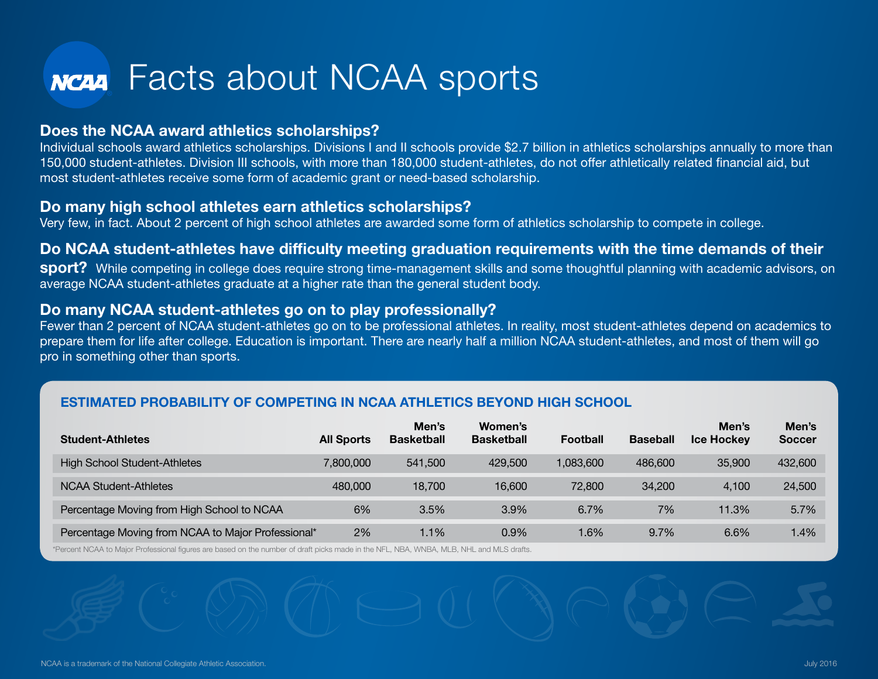# Facts about NCAA sports

## Does the NCAA award athletics scholarships?

Individual schools award athletics scholarships. Divisions I and II schools provide $2.7 billion in athletics scholarships annually to more than 150,000 student-athletes. Division III schools, with more than 180,000 student-athletes, do not offer athletically related financial aid, but most student-athletes receive some form of academic grant or need-based scholarship.

## Do many high school athletes earn athletics scholarships?

Very few, in fact. About 2 percent of high school athletes are awarded some form of athletics scholarship to compete in college.

## Do NCAA student-athletes have difficulty meeting graduation requirements with the time demands of their sport?

While competing in college does require strong time-management skills and some thoughtful planning with academic advisors, on average NCAA student-athletes graduate at a higher rate than the general student body.

## Do many NCAA student-athletes go on to play professionally?

Fewer than 2 percent of NCAA student-athletes go on to be professional athletes. In reality, most student-athletes depend on academics to prepare them for life after college. Education is important. There are nearly half a million NCAA student-athletes, and most of them will go pro in something other than sports.

### ESTIMATED PROBABILITY OF COMPETING IN NCAA ATHLETICS BEYOND HIGH SCHOOL

| Student-Athletes | All Sports | Men's Basketball | Women's Basketball | Football | Baseball | Men's Ice Hockey | Men's Soccer |
|---|---|---|---|---|---|---|---|
| High School Student-Athletes | 7,800,000 | 541,500 | 429,500 | 1,083,600 | 486,600 | 35,900 | 432,600 |
| NCAA Student-Athletes | 480,000 | 18,700 | 16,600 | 72,800 | 34,200 | 4,100 | 24,500 |
| Percentage Moving from High School to NCAA | 6% | 3.5% | 3.9% | 6.7% | 7% | 11.3% | 5.7% |
| Percentage Moving from NCAA to Major Professional* | 2% | 1.1% | 0.9% | 1.6% | 9.7% | 6.6% | 1.4% |

*Percent NCAA to Major Professional figures are based on the number of draft picks made in the NFL, NBA, WNBA, MLB, NHL and MLS drafts.

NCAA is a trademark of the National Collegiate Athletic Association.

July 2016